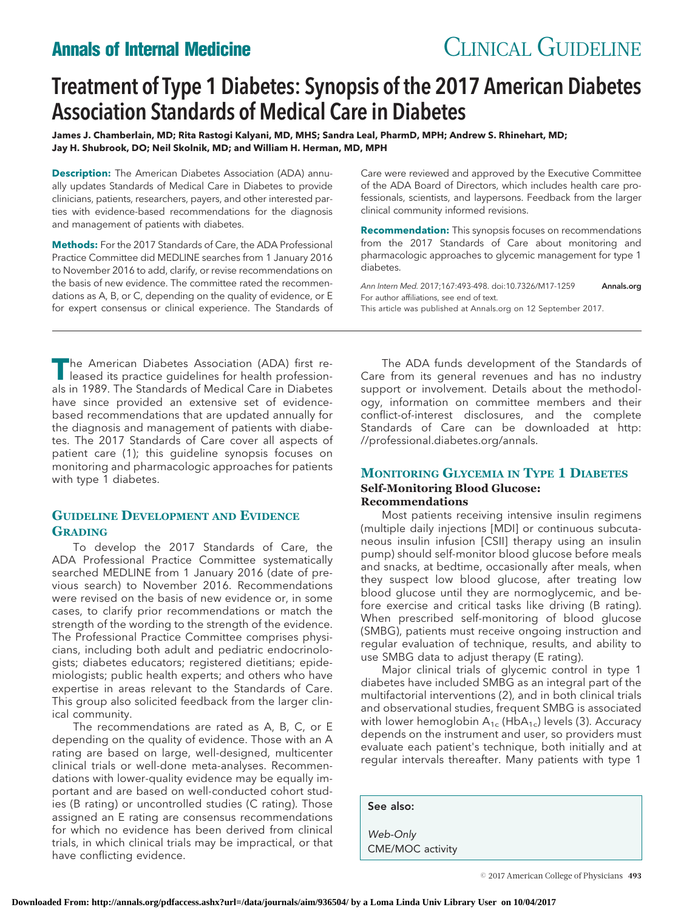# Treatment of Type 1 Diabetes: Synopsis of the 2017 American Diabetes Association Standards of Medical Care in Diabetes

**James J. Chamberlain, MD; Rita Rastogi Kalyani, MD, MHS; Sandra Leal, PharmD, MPH; Andrew S. Rhinehart, MD; Jay H. Shubrook, DO; Neil Skolnik, MD; and William H. Herman, MD, MPH**

**Description:** The American Diabetes Association (ADA) annually updates Standards of Medical Care in Diabetes to provide clinicians, patients, researchers, payers, and other interested parties with evidence-based recommendations for the diagnosis and management of patients with diabetes.

**Methods:** For the 2017 Standards of Care, the ADA Professional Practice Committee did MEDLINE searches from 1 January 2016 to November 2016 to add, clarify, or revise recommendations on the basis of new evidence. The committee rated the recommendations as A, B, or C, depending on the quality of evidence, or E for expert consensus or clinical experience. The Standards of Care were reviewed and approved by the Executive Committee of the ADA Board of Directors, which includes health care professionals, scientists, and laypersons. Feedback from the larger clinical community informed revisions.

**Recommendation:** This synopsis focuses on recommendations from the 2017 Standards of Care about monitoring and pharmacologic approaches to glycemic management for type 1 diabetes.

*Ann Intern Med.* 2017;167:493-498. doi:10.7326/M17-1259 **Annals.org**
For author affiliations, see end of text.
This article was published at Annals.org on 12 September 2017.

The American Diabetes Association (ADA) first released its practice guidelines for health professionals in 1989. The Standards of Medical Care in Diabetes have since provided an extensive set of evidence-based recommendations that are updated annually for the diagnosis and management of patients with diabetes. The 2017 Standards of Care cover all aspects of patient care (1); this guideline synopsis focuses on monitoring and pharmacologic approaches for patients with type 1 diabetes.

## Guideline Development and Evidence Grading

To develop the 2017 Standards of Care, the ADA Professional Practice Committee systematically searched MEDLINE from 1 January 2016 (date of previous search) to November 2016. Recommendations were revised on the basis of new evidence or, in some cases, to clarify prior recommendations or match the strength of the wording to the strength of the evidence. The Professional Practice Committee comprises physicians, including both adult and pediatric endocrinologists; diabetes educators; registered dietitians; epidemiologists; public health experts; and others who have expertise in areas relevant to the Standards of Care. This group also solicited feedback from the larger clinical community.

The recommendations are rated as A, B, C, or E depending on the quality of evidence. Those with an A rating are based on large, well-designed, multicenter clinical trials or well-done meta-analyses. Recommendations with lower-quality evidence may be equally important and are based on well-conducted cohort studies (B rating) or uncontrolled studies (C rating). Those assigned an E rating are consensus recommendations for which no evidence has been derived from clinical trials, in which clinical trials may be impractical, or that have conflicting evidence.

The ADA funds development of the Standards of Care from its general revenues and has no industry support or involvement. Details about the methodology, information on committee members and their conflict-of-interest disclosures, and the complete Standards of Care can be downloaded at http://professional.diabetes.org/annals.

## Monitoring Glycemia in Type 1 Diabetes

### Self-Monitoring Blood Glucose: Recommendations

Most patients receiving intensive insulin regimens (multiple daily injections [MDI] or continuous subcutaneous insulin infusion [CSII] therapy using an insulin pump) should self-monitor blood glucose before meals and snacks, at bedtime, occasionally after meals, when they suspect low blood glucose, after treating low blood glucose until they are normoglycemic, and before exercise and critical tasks like driving (B rating). When prescribed self-monitoring of blood glucose (SMBG), patients must receive ongoing instruction and regular evaluation of technique, results, and ability to use SMBG data to adjust therapy (E rating).

Major clinical trials of glycemic control in type 1 diabetes have included SMBG as an integral part of the multifactorial interventions (2), and in both clinical trials and observational studies, frequent SMBG is associated with lower hemoglobin $A_{1c}$ ($HbA_{1c}$) levels (3). Accuracy depends on the instrument and user, so providers must evaluate each patient's technique, both initially and at regular intervals thereafter. Many patients with type 1

**See also:**

*Web-Only*
CME/MOC activity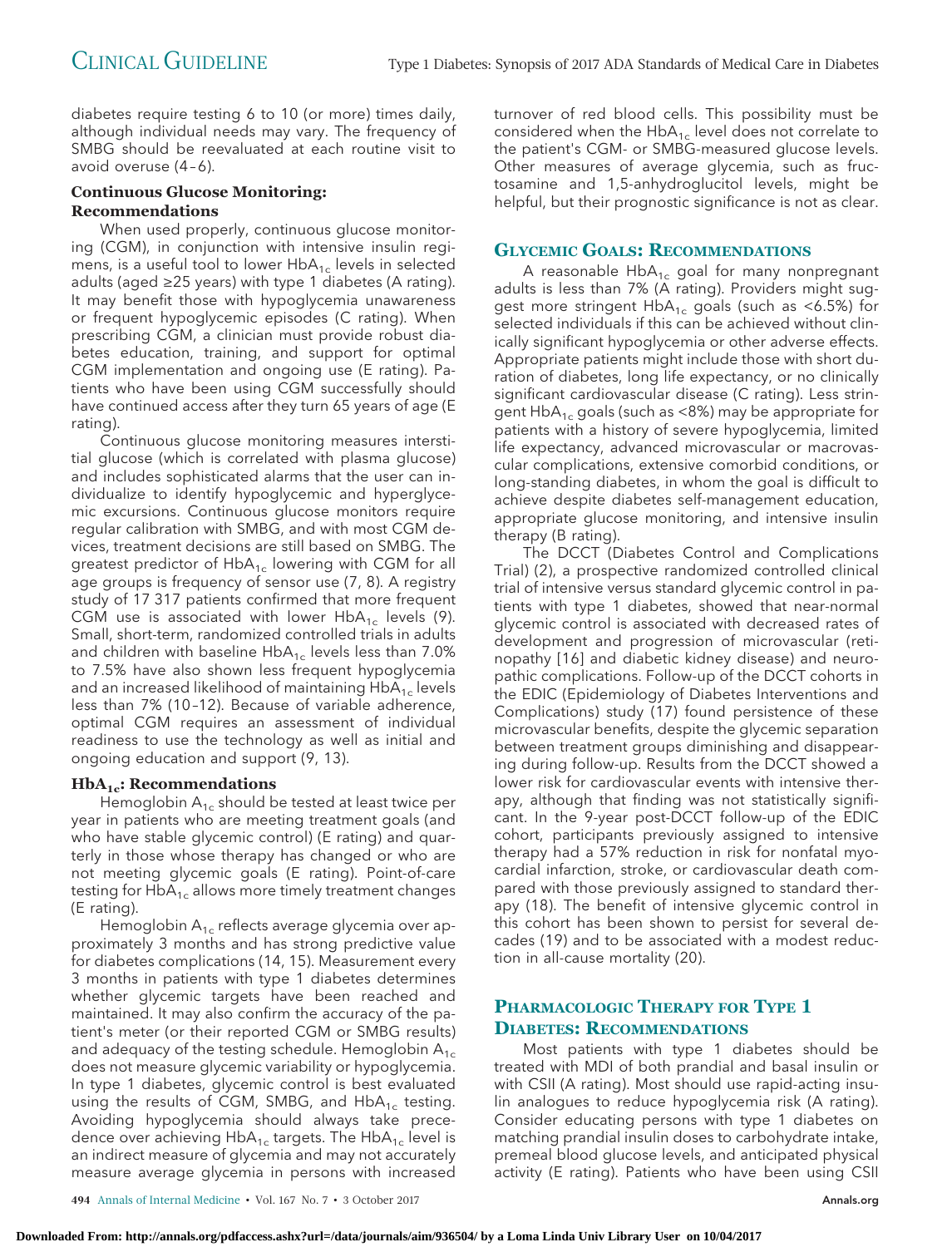diabetes require testing 6 to 10 (or more) times daily, although individual needs may vary. The frequency of SMBG should be reevaluated at each routine visit to avoid overuse (4–6).

### Continuous Glucose Monitoring: Recommendations

When used properly, continuous glucose monitoring (CGM), in conjunction with intensive insulin regimens, is a useful tool to lower $HbA_{1c}$ levels in selected adults (aged ≥25 years) with type 1 diabetes (A rating). It may benefit those with hypoglycemia unawareness or frequent hypoglycemic episodes (C rating). When prescribing CGM, a clinician must provide robust diabetes education, training, and support for optimal CGM implementation and ongoing use (E rating). Patients who have been using CGM successfully should have continued access after they turn 65 years of age (E rating).

Continuous glucose monitoring measures interstitial glucose (which is correlated with plasma glucose) and includes sophisticated alarms that the user can individualize to identify hypoglycemic and hyperglycemic excursions. Continuous glucose monitors require regular calibration with SMBG, and with most CGM devices, treatment decisions are still based on SMBG. The greatest predictor of $HbA_{1c}$ lowering with CGM for all age groups is frequency of sensor use (7, 8). A registry study of 17 317 patients confirmed that more frequent CGM use is associated with lower $HbA_{1c}$ levels (9). Small, short-term, randomized controlled trials in adults and children with baseline $HbA_{1c}$ levels less than 7.0% to 7.5% have also shown less frequent hypoglycemia and an increased likelihood of maintaining $HbA_{1c}$ levels less than 7% (10–12). Because of variable adherence, optimal CGM requires an assessment of individual readiness to use the technology as well as initial and ongoing education and support (9, 13).

### $HbA_{1c}$: Recommendations

Hemoglobin $A_{1c}$ should be tested at least twice per year in patients who are meeting treatment goals (and who have stable glycemic control) (E rating) and quarterly in those whose therapy has changed or who are not meeting glycemic goals (E rating). Point-of-care testing for $HbA_{1c}$ allows more timely treatment changes (E rating).

Hemoglobin $A_{1c}$ reflects average glycemia over approximately 3 months and has strong predictive value for diabetes complications (14, 15). Measurement every 3 months in patients with type 1 diabetes determines whether glycemic targets have been reached and maintained. It may also confirm the accuracy of the patient's meter (or their reported CGM or SMBG results) and adequacy of the testing schedule. Hemoglobin $A_{1c}$ does not measure glycemic variability or hypoglycemia. In type 1 diabetes, glycemic control is best evaluated using the results of CGM, SMBG, and $HbA_{1c}$ testing. Avoiding hypoglycemia should always take precedence over achieving $HbA_{1c}$ targets. The $HbA_{1c}$ level is an indirect measure of glycemia and may not accurately measure average glycemia in persons with increased turnover of red blood cells. This possibility must be considered when the $HbA_{1c}$ level does not correlate to the patient's CGM- or SMBG-measured glucose levels. Other measures of average glycemia, such as fructosamine and 1,5-anhydroglucitol levels, might be helpful, but their prognostic significance is not as clear.

## Glycemic Goals: Recommendations

A reasonable $HbA_{1c}$ goal for many nonpregnant adults is less than 7% (A rating). Providers might suggest more stringent $HbA_{1c}$ goals (such as <6.5%) for selected individuals if this can be achieved without clinically significant hypoglycemia or other adverse effects. Appropriate patients might include those with short duration of diabetes, long life expectancy, or no clinically significant cardiovascular disease (C rating). Less stringent $HbA_{1c}$ goals (such as <8%) may be appropriate for patients with a history of severe hypoglycemia, limited life expectancy, advanced microvascular or macrovascular complications, extensive comorbid conditions, or long-standing diabetes, in whom the goal is difficult to achieve despite diabetes self-management education, appropriate glucose monitoring, and intensive insulin therapy (B rating).

The DCCT (Diabetes Control and Complications Trial) (2), a prospective randomized controlled clinical trial of intensive versus standard glycemic control in patients with type 1 diabetes, showed that near-normal glycemic control is associated with decreased rates of development and progression of microvascular (retinopathy [16] and diabetic kidney disease) and neuropathic complications. Follow-up of the DCCT cohorts in the EDIC (Epidemiology of Diabetes Interventions and Complications) study (17) found persistence of these microvascular benefits, despite the glycemic separation between treatment groups diminishing and disappearing during follow-up. Results from the DCCT showed a lower risk for cardiovascular events with intensive therapy, although that finding was not statistically significant. In the 9-year post-DCCT follow-up of the EDIC cohort, participants previously assigned to intensive therapy had a 57% reduction in risk for nonfatal myocardial infarction, stroke, or cardiovascular death compared with those previously assigned to standard therapy (18). The benefit of intensive glycemic control in this cohort has been shown to persist for several decades (19) and to be associated with a modest reduction in all-cause mortality (20).

## Pharmacologic Therapy for Type 1 Diabetes: Recommendations

Most patients with type 1 diabetes should be treated with MDI of both prandial and basal insulin or with CSII (A rating). Most should use rapid-acting insulin analogues to reduce hypoglycemia risk (A rating). Consider educating persons with type 1 diabetes on matching prandial insulin doses to carbohydrate intake, premeal blood glucose levels, and anticipated physical activity (E rating). Patients who have been using CSII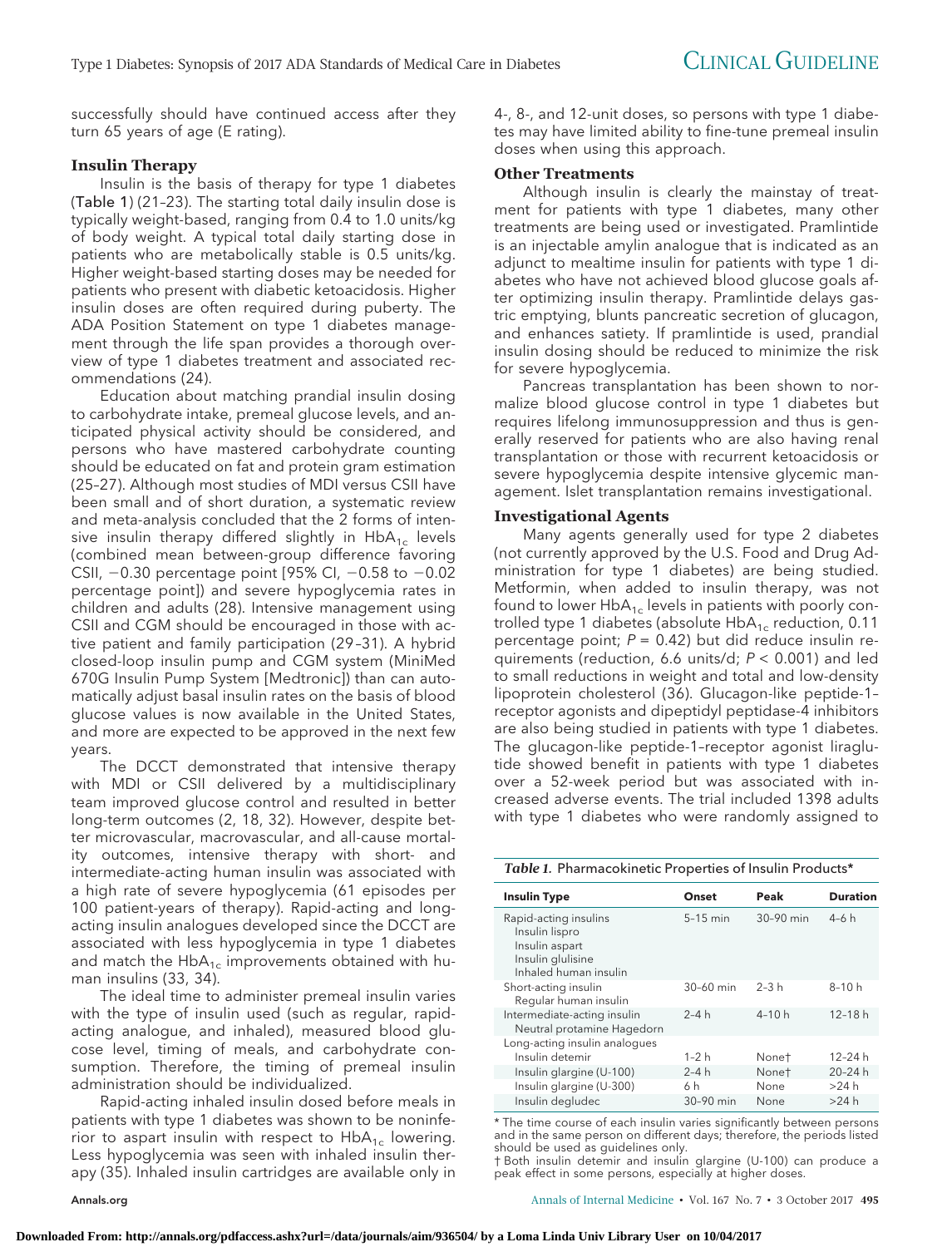successfully should have continued access after they turn 65 years of age (E rating).

### Insulin Therapy

Insulin is the basis of therapy for type 1 diabetes (Table 1) (21–23). The starting total daily insulin dose is typically weight-based, ranging from 0.4 to 1.0 units/kg of body weight. A typical total daily starting dose in patients who are metabolically stable is 0.5 units/kg. Higher weight-based starting doses may be needed for patients who present with diabetic ketoacidosis. Higher insulin doses are often required during puberty. The ADA Position Statement on type 1 diabetes management through the life span provides a thorough overview of type 1 diabetes treatment and associated recommendations (24).

Education about matching prandial insulin dosing to carbohydrate intake, premeal glucose levels, and anticipated physical activity should be considered, and persons who have mastered carbohydrate counting should be educated on fat and protein gram estimation (25–27). Although most studies of MDI versus CSII have been small and of short duration, a systematic review and meta-analysis concluded that the 2 forms of intensive insulin therapy differed slightly in $HbA_{1c}$ levels (combined mean between-group difference favoring CSII, −0.30 percentage point [95% CI, −0.58 to −0.02 percentage point]) and severe hypoglycemia rates in children and adults (28). Intensive management using CSII and CGM should be encouraged in those with active patient and family participation (29–31). A hybrid closed-loop insulin pump and CGM system (MiniMed 670G Insulin Pump System [Medtronic]) than can automatically adjust basal insulin rates on the basis of blood glucose values is now available in the United States, and more are expected to be approved in the next few years.

The DCCT demonstrated that intensive therapy with MDI or CSII delivered by a multidisciplinary team improved glucose control and resulted in better long-term outcomes (2, 18, 32). However, despite better microvascular, macrovascular, and all-cause mortality outcomes, intensive therapy with short- and intermediate-acting human insulin was associated with a high rate of severe hypoglycemia (61 episodes per 100 patient-years of therapy). Rapid-acting and long-acting insulin analogues developed since the DCCT are associated with less hypoglycemia in type 1 diabetes and match the $HbA_{1c}$ improvements obtained with human insulins (33, 34).

The ideal time to administer premeal insulin varies with the type of insulin used (such as regular, rapid-acting analogue, and inhaled), measured blood glucose level, timing of meals, and carbohydrate consumption. Therefore, the timing of premeal insulin administration should be individualized.

Rapid-acting inhaled insulin dosed before meals in patients with type 1 diabetes was shown to be noninferior to aspart insulin with respect to $HbA_{1c}$ lowering. Less hypoglycemia was seen with inhaled insulin therapy (35). Inhaled insulin cartridges are available only in 4-, 8-, and 12-unit doses, so persons with type 1 diabetes may have limited ability to fine-tune premeal insulin doses when using this approach.

### Other Treatments

Although insulin is clearly the mainstay of treatment for patients with type 1 diabetes, many other treatments are being used or investigated. Pramlintide is an injectable amylin analogue that is indicated as an adjunct to mealtime insulin for patients with type 1 diabetes who have not achieved blood glucose goals after optimizing insulin therapy. Pramlintide delays gastric emptying, blunts pancreatic secretion of glucagon, and enhances satiety. If pramlintide is used, prandial insulin dosing should be reduced to minimize the risk for severe hypoglycemia.

Pancreas transplantation has been shown to normalize blood glucose control in type 1 diabetes but requires lifelong immunosuppression and thus is generally reserved for patients who are also having renal transplantation or those with recurrent ketoacidosis or severe hypoglycemia despite intensive glycemic management. Islet transplantation remains investigational.

### Investigational Agents

Many agents generally used for type 2 diabetes (not currently approved by the U.S. Food and Drug Administration for type 1 diabetes) are being studied. Metformin, when added to insulin therapy, was not found to lower $HbA_{1c}$ levels in patients with poorly controlled type 1 diabetes (absolute $HbA_{1c}$ reduction, 0.11 percentage point; $P = 0.42$) but did reduce insulin requirements (reduction, 6.6 units/d; $P < 0.001$) and led to small reductions in weight and total and low-density lipoprotein cholesterol (36). Glucagon-like peptide-1–receptor agonists and dipeptidyl peptidase-4 inhibitors are also being studied in patients with type 1 diabetes. The glucagon-like peptide-1–receptor agonist liraglutide showed benefit in patients with type 1 diabetes over a 52-week period but was associated with increased adverse events. The trial included 1398 adults with type 1 diabetes who were randomly assigned to

*Table 1.* Pharmacokinetic Properties of Insulin Products*

| Insulin Type | Onset | Peak | Duration |
|---|---|---|---|
| Rapid-acting insulins<br>Insulin lispro<br>Insulin aspart<br>Insulin glulisine<br>Inhaled human insulin | 5–15 min | 30–90 min | 4–6 h |
| Short-acting insulin<br>Regular human insulin | 30–60 min | 2–3 h | 8–10 h |
| Intermediate-acting insulin<br>Neutral protamine Hagedorn | 2–4 h | 4–10 h | 12–18 h |
| Long-acting insulin analogues | | | |
| Insulin detemir | 1–2 h | None† | 12–24 h |
| Insulin glargine (U-100) | 2–4 h | None† | 20–24 h |
| Insulin glargine (U-300) | 6 h | None | >24 h |
| Insulin degludec | 30–90 min | None | >24 h |

* The time course of each insulin varies significantly between persons and in the same person on different days; therefore, the periods listed should be used as guidelines only.

† Both insulin detemir and insulin glargine (U-100) can produce a peak effect in some persons, especially at higher doses.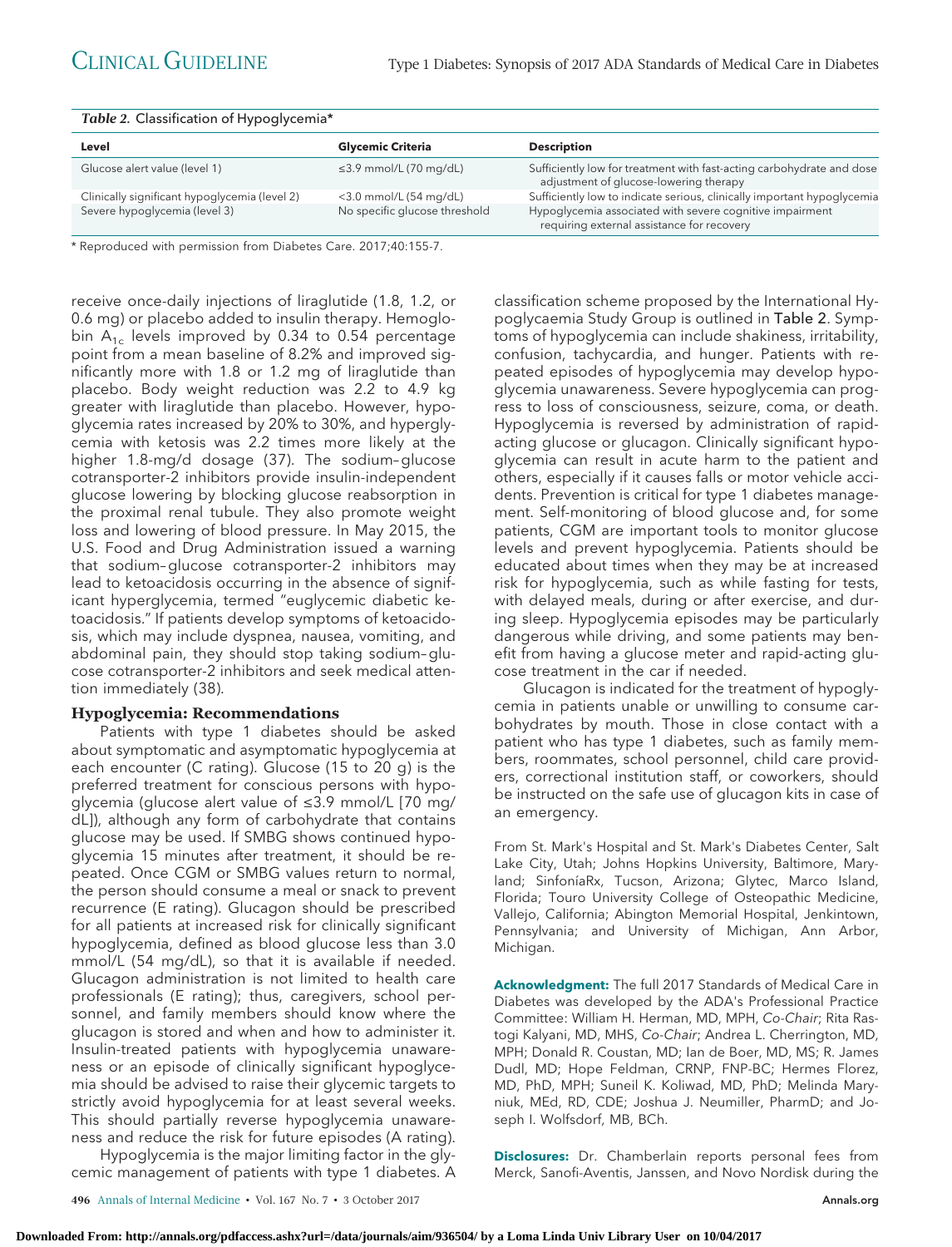*Table 2.* Classification of Hypoglycemia*

| Level | Glycemic Criteria | Description |
|---|---|---|
| Glucose alert value (level 1) | ≤3.9 mmol/L (70 mg/dL) | Sufficiently low for treatment with fast-acting carbohydrate and dose adjustment of glucose-lowering therapy |
| Clinically significant hypoglycemia (level 2) | <3.0 mmol/L (54 mg/dL) | Sufficiently low to indicate serious, clinically important hypoglycemia |
| Severe hypoglycemia (level 3) | No specific glucose threshold | Hypoglycemia associated with severe cognitive impairment requiring external assistance for recovery |

* Reproduced with permission from Diabetes Care. 2017;40:155-7.

receive once-daily injections of liraglutide (1.8, 1.2, or 0.6 mg) or placebo added to insulin therapy. Hemoglobin $A_{1c}$ levels improved by 0.34 to 0.54 percentage point from a mean baseline of 8.2% and improved significantly more with 1.8 or 1.2 mg of liraglutide than placebo. Body weight reduction was 2.2 to 4.9 kg greater with liraglutide than placebo. However, hypoglycemia rates increased by 20% to 30%, and hyperglycemia with ketosis was 2.2 times more likely at the higher 1.8-mg/d dosage (37). The sodium–glucose cotransporter-2 inhibitors provide insulin-independent glucose lowering by blocking glucose reabsorption in the proximal renal tubule. They also promote weight loss and lowering of blood pressure. In May 2015, the U.S. Food and Drug Administration issued a warning that sodium–glucose cotransporter-2 inhibitors may lead to ketoacidosis occurring in the absence of significant hyperglycemia, termed "euglycemic diabetic ketoacidosis." If patients develop symptoms of ketoacidosis, which may include dyspnea, nausea, vomiting, and abdominal pain, they should stop taking sodium–glucose cotransporter-2 inhibitors and seek medical attention immediately (38).

### Hypoglycemia: Recommendations

Patients with type 1 diabetes should be asked about symptomatic and asymptomatic hypoglycemia at each encounter (C rating). Glucose (15 to 20 g) is the preferred treatment for conscious persons with hypoglycemia (glucose alert value of ≤3.9 mmol/L [70 mg/dL]), although any form of carbohydrate that contains glucose may be used. If SMBG shows continued hypoglycemia 15 minutes after treatment, it should be repeated. Once CGM or SMBG values return to normal, the person should consume a meal or snack to prevent recurrence (E rating). Glucagon should be prescribed for all patients at increased risk for clinically significant hypoglycemia, defined as blood glucose less than 3.0 mmol/L (54 mg/dL), so that it is available if needed. Glucagon administration is not limited to health care professionals (E rating); thus, caregivers, school personnel, and family members should know where the glucagon is stored and when and how to administer it. Insulin-treated patients with hypoglycemia unawareness or an episode of clinically significant hypoglycemia should be advised to raise their glycemic targets to strictly avoid hypoglycemia for at least several weeks. This should partially reverse hypoglycemia unawareness and reduce the risk for future episodes (A rating).

Hypoglycemia is the major limiting factor in the glycemic management of patients with type 1 diabetes. A classification scheme proposed by the International Hypoglycaemia Study Group is outlined in Table 2. Symptoms of hypoglycemia can include shakiness, irritability, confusion, tachycardia, and hunger. Patients with repeated episodes of hypoglycemia may develop hypoglycemia unawareness. Severe hypoglycemia can progress to loss of consciousness, seizure, coma, or death. Hypoglycemia is reversed by administration of rapid-acting glucose or glucagon. Clinically significant hypoglycemia can result in acute harm to the patient and others, especially if it causes falls or motor vehicle accidents. Prevention is critical for type 1 diabetes management. Self-monitoring of blood glucose and, for some patients, CGM are important tools to monitor glucose levels and prevent hypoglycemia. Patients should be educated about times when they may be at increased risk for hypoglycemia, such as while fasting for tests, with delayed meals, during or after exercise, and during sleep. Hypoglycemia episodes may be particularly dangerous while driving, and some patients may benefit from having a glucose meter and rapid-acting glucose treatment in the car if needed.

Glucagon is indicated for the treatment of hypoglycemia in patients unable or unwilling to consume carbohydrates by mouth. Those in close contact with a patient who has type 1 diabetes, such as family members, roommates, school personnel, child care providers, correctional institution staff, or coworkers, should be instructed on the safe use of glucagon kits in case of an emergency.

From St. Mark's Hospital and St. Mark's Diabetes Center, Salt Lake City, Utah; Johns Hopkins University, Baltimore, Maryland; SinfoníaRx, Tucson, Arizona; Glytec, Marco Island, Florida; Touro University College of Osteopathic Medicine, Vallejo, California; Abington Memorial Hospital, Jenkintown, Pennsylvania; and University of Michigan, Ann Arbor, Michigan.

**Acknowledgment:** The full 2017 Standards of Medical Care in Diabetes was developed by the ADA's Professional Practice Committee: William H. Herman, MD, MPH, *Co-Chair*; Rita Rastogi Kalyani, MD, MHS, *Co-Chair*; Andrea L. Cherrington, MD, MPH; Donald R. Coustan, MD; Ian de Boer, MD, MS; R. James Dudl, MD; Hope Feldman, CRNP, FNP-BC; Hermes Florez, MD, PhD, MPH; Suneil K. Koliwad, MD, PhD; Melinda Maryniuk, MEd, RD, CDE; Joshua J. Neumiller, PharmD; and Joseph I. Wolfsdorf, MB, BCh.

**Disclosures:** Dr. Chamberlain reports personal fees from Merck, Sanofi-Aventis, Janssen, and Novo Nordisk during the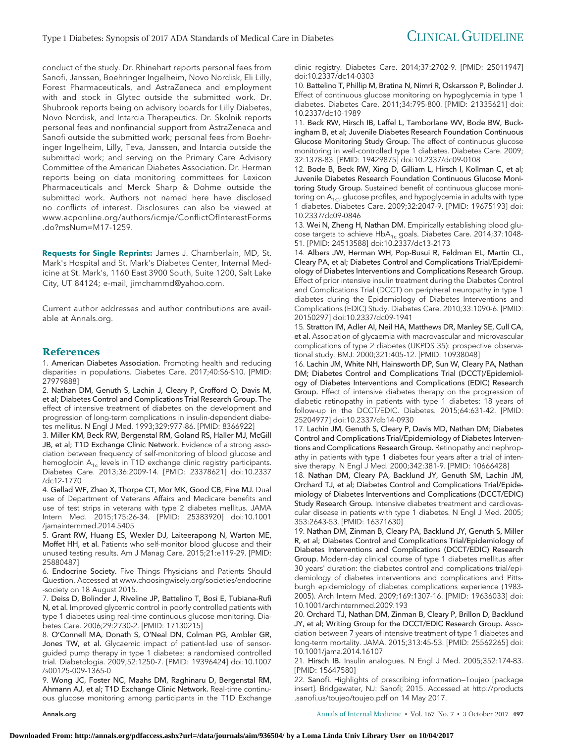conduct of the study. Dr. Rhinehart reports personal fees from Sanofi, Janssen, Boehringer Ingelheim, Novo Nordisk, Eli Lilly, Forest Pharmaceuticals, and AstraZeneca and employment with and stock in Glytec outside the submitted work. Dr. Shubrook reports being on advisory boards for Lilly Diabetes, Novo Nordisk, and Intarcia Therapeutics. Dr. Skolnik reports personal fees and nonfinancial support from AstraZeneca and Sanofi outside the submitted work; personal fees from Boehringer Ingelheim, Lilly, Teva, Janssen, and Intarcia outside the submitted work; and serving on the Primary Care Advisory Committee of the American Diabetes Association. Dr. Herman reports being on data monitoring committees for Lexicon Pharmaceuticals and Merck Sharp & Dohme outside the submitted work. Authors not named here have disclosed no conflicts of interest. Disclosures can also be viewed at www.acponline.org/authors/icmje/ConflictOfInterestForms.do?msNum=M17-1259.

**Requests for Single Reprints:** James J. Chamberlain, MD, St. Mark's Hospital and St. Mark's Diabetes Center, Internal Medicine at St. Mark's, 1160 East 3900 South, Suite 1200, Salt Lake City, UT 84124; e-mail, jimchammd@yahoo.com.

Current author addresses and author contributions are available at Annals.org.

## References

1. **American Diabetes Association.** Promoting health and reducing disparities in populations. Diabetes Care. 2017;40:S6-S10. [PMID: 27979888]
2. **Nathan DM, Genuth S, Lachin J, Cleary P, Crofford O, Davis M, et al; Diabetes Control and Complications Trial Research Group.** The effect of intensive treatment of diabetes on the development and progression of long-term complications in insulin-dependent diabetes mellitus. N Engl J Med. 1993;329:977-86. [PMID: 8366922]
3. **Miller KM, Beck RW, Bergenstal RM, Goland RS, Haller MJ, McGill JB, et al; T1D Exchange Clinic Network.** Evidence of a strong association between frequency of self-monitoring of blood glucose and hemoglobin $A_{1c}$ levels in T1D exchange clinic registry participants. Diabetes Care. 2013;36:2009-14. [PMID: 23378621] doi:10.2337/dc12-1770
4. **Gellad WF, Zhao X, Thorpe CT, Mor MK, Good CB, Fine MJ.** Dual use of Department of Veterans Affairs and Medicare benefits and use of test strips in veterans with type 2 diabetes mellitus. JAMA Intern Med. 2015;175:26-34. [PMID: 25383920] doi:10.1001/jamainternmed.2014.5405
5. **Grant RW, Huang ES, Wexler DJ, Laiteerapong N, Warton ME, Moffet HH, et al.** Patients who self-monitor blood glucose and their unused testing results. Am J Manag Care. 2015;21:e119-29. [PMID: 25880487]
6. **Endocrine Society.** Five Things Physicians and Patients Should Question. Accessed at www.choosingwisely.org/societies/endocrine-society on 18 August 2015.
7. **Deiss D, Bolinder J, Riveline JP, Battelino T, Bosi E, Tubiana-Rufi N, et al.** Improved glycemic control in poorly controlled patients with type 1 diabetes using real-time continuous glucose monitoring. Diabetes Care. 2006;29:2730-2. [PMID: 17130215]
8. **O'Connell MA, Donath S, O'Neal DN, Colman PG, Ambler GR, Jones TW, et al.** Glycaemic impact of patient-led use of sensor-guided pump therapy in type 1 diabetes: a randomised controlled trial. Diabetologia. 2009;52:1250-7. [PMID: 19396424] doi:10.1007/s00125-009-1365-0
9. **Wong JC, Foster NC, Maahs DM, Raghinaru D, Bergenstal RM, Ahmann AJ, et al; T1D Exchange Clinic Network.** Real-time continuous glucose monitoring among participants in the T1D Exchange clinic registry. Diabetes Care. 2014;37:2702-9. [PMID: 25011947] doi:10.2337/dc14-0303
10. **Battelino T, Phillip M, Bratina N, Nimri R, Oskarsson P, Bolinder J.** Effect of continuous glucose monitoring on hypoglycemia in type 1 diabetes. Diabetes Care. 2011;34:795-800. [PMID: 21335621] doi:10.2337/dc10-1989
11. **Beck RW, Hirsch IB, Laffel L, Tamborlane WV, Bode BW, Buckingham B, et al; Juvenile Diabetes Research Foundation Continuous Glucose Monitoring Study Group.** The effect of continuous glucose monitoring in well-controlled type 1 diabetes. Diabetes Care. 2009;32:1378-83. [PMID: 19429875] doi:10.2337/dc09-0108
12. **Bode B, Beck RW, Xing D, Gilliam L, Hirsch I, Kollman C, et al; Juvenile Diabetes Research Foundation Continuous Glucose Monitoring Study Group.** Sustained benefit of continuous glucose monitoring on $A_{1C}$, glucose profiles, and hypoglycemia in adults with type 1 diabetes. Diabetes Care. 2009;32:2047-9. [PMID: 19675193] doi:10.2337/dc09-0846
13. **Wei N, Zheng H, Nathan DM.** Empirically establishing blood glucose targets to achieve $HbA_{1c}$ goals. Diabetes Care. 2014;37:1048-51. [PMID: 24513588] doi:10.2337/dc13-2173
14. **Albers JW, Herman WH, Pop-Busui R, Feldman EL, Martin CL, Cleary PA, et al; Diabetes Control and Complications Trial/Epidemiology of Diabetes Interventions and Complications Research Group.** Effect of prior intensive insulin treatment during the Diabetes Control and Complications Trial (DCCT) on peripheral neuropathy in type 1 diabetes during the Epidemiology of Diabetes Interventions and Complications (EDIC) Study. Diabetes Care. 2010;33:1090-6. [PMID: 20150297] doi:10.2337/dc09-1941
15. **Stratton IM, Adler AI, Neil HA, Matthews DR, Manley SE, Cull CA, et al.** Association of glycaemia with macrovascular and microvascular complications of type 2 diabetes (UKPDS 35): prospective observational study. BMJ. 2000;321:405-12. [PMID: 10938048]
16. **Lachin JM, White NH, Hainsworth DP, Sun W, Cleary PA, Nathan DM; Diabetes Control and Complications Trial (DCCT)/Epidemiology of Diabetes Interventions and Complications (EDIC) Research Group.** Effect of intensive diabetes therapy on the progression of diabetic retinopathy in patients with type 1 diabetes: 18 years of follow-up in the DCCT/EDIC. Diabetes. 2015;64:631-42. [PMID: 25204977] doi:10.2337/db14-0930
17. **Lachin JM, Genuth S, Cleary P, Davis MD, Nathan DM; Diabetes Control and Complications Trial/Epidemiology of Diabetes Interventions and Complications Research Group.** Retinopathy and nephropathy in patients with type 1 diabetes four years after a trial of intensive therapy. N Engl J Med. 2000;342:381-9. [PMID: 10666428]
18. **Nathan DM, Cleary PA, Backlund JY, Genuth SM, Lachin JM, Orchard TJ, et al; Diabetes Control and Complications Trial/Epidemiology of Diabetes Interventions and Complications (DCCT/EDIC) Study Research Group.** Intensive diabetes treatment and cardiovascular disease in patients with type 1 diabetes. N Engl J Med. 2005;353:2643-53. [PMID: 16371630]
19. **Nathan DM, Zinman B, Cleary PA, Backlund JY, Genuth S, Miller R, et al; Diabetes Control and Complications Trial/Epidemiology of Diabetes Interventions and Complications (DCCT/EDIC) Research Group.** Modern-day clinical course of type 1 diabetes mellitus after 30 years' duration: the diabetes control and complications trial/epidemiology of diabetes interventions and complications and Pittsburgh epidemiology of diabetes complications experience (1983-2005). Arch Intern Med. 2009;169:1307-16. [PMID: 19636033] doi:10.1001/archinternmed.2009.193
20. **Orchard TJ, Nathan DM, Zinman B, Cleary P, Brillon D, Backlund JY, et al; Writing Group for the DCCT/EDIC Research Group.** Association between 7 years of intensive treatment of type 1 diabetes and long-term mortality. JAMA. 2015;313:45-53. [PMID: 25562265] doi:10.1001/jama.2014.16107
21. **Hirsch IB.** Insulin analogues. N Engl J Med. 2005;352:174-83. [PMID: 15647580]
22. **Sanofi.** Highlights of prescribing information—Toujeo [package insert]. Bridgewater, NJ: Sanofi; 2015. Accessed at http://products.sanofi.us/toujeo/toujeo.pdf on 14 May 2017.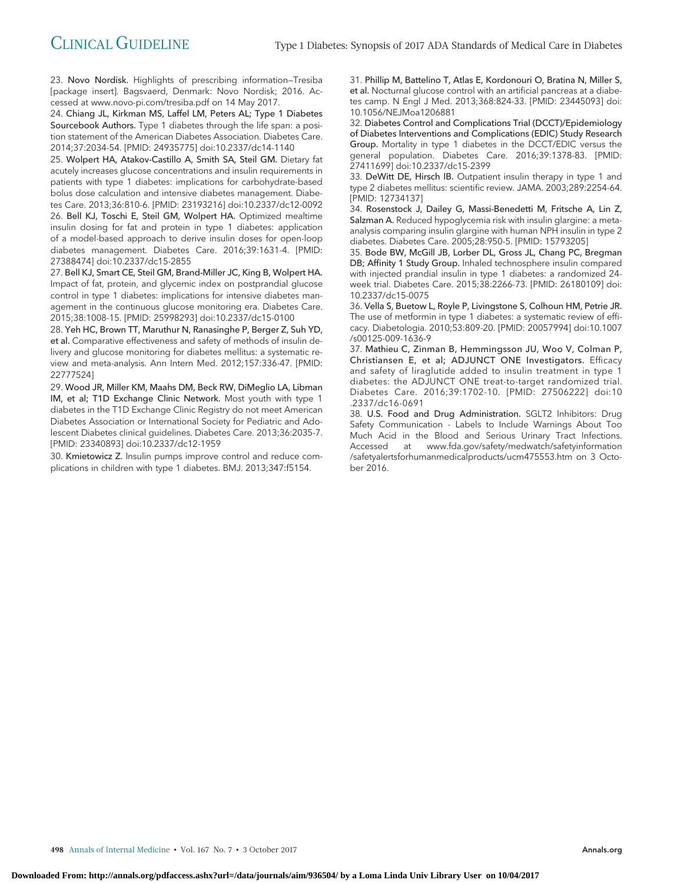23. **Novo Nordisk.** Highlights of prescribing information—Tresiba [package insert]. Bagsvaerd, Denmark: Novo Nordisk; 2016. Accessed at www.novo-pi.com/tresiba.pdf on 14 May 2017.

24. **Chiang JL, Kirkman MS, Laffel LM, Peters AL; Type 1 Diabetes Sourcebook Authors.** Type 1 diabetes through the life span: a position statement of the American Diabetes Association. Diabetes Care. 2014;37:2034-54. [PMID: 24935775] doi:10.2337/dc14-1140

25. **Wolpert HA, Atakov-Castillo A, Smith SA, Steil GM.** Dietary fat acutely increases glucose concentrations and insulin requirements in patients with type 1 diabetes: implications for carbohydrate-based bolus dose calculation and intensive diabetes management. Diabetes Care. 2013;36:810-6. [PMID: 23193216] doi:10.2337/dc12-0092

26. **Bell KJ, Toschi E, Steil GM, Wolpert HA.** Optimized mealtime insulin dosing for fat and protein in type 1 diabetes: application of a model-based approach to derive insulin doses for open-loop diabetes management. Diabetes Care. 2016;39:1631-4. [PMID: 27388474] doi:10.2337/dc15-2855

27. **Bell KJ, Smart CE, Steil GM, Brand-Miller JC, King B, Wolpert HA.** Impact of fat, protein, and glycemic index on postprandial glucose control in type 1 diabetes: implications for intensive diabetes management in the continuous glucose monitoring era. Diabetes Care. 2015;38:1008-15. [PMID: 25998293] doi:10.2337/dc15-0100

28. **Yeh HC, Brown TT, Maruthur N, Ranasinghe P, Berger Z, Suh YD, et al.** Comparative effectiveness and safety of methods of insulin delivery and glucose monitoring for diabetes mellitus: a systematic review and meta-analysis. Ann Intern Med. 2012;157:336-47. [PMID: 22777524]

29. **Wood JR, Miller KM, Maahs DM, Beck RW, DiMeglio LA, Libman IM, et al; T1D Exchange Clinic Network.** Most youth with type 1 diabetes in the T1D Exchange Clinic Registry do not meet American Diabetes Association or International Society for Pediatric and Adolescent Diabetes clinical guidelines. Diabetes Care. 2013;36:2035-7. [PMID: 23340893] doi:10.2337/dc12-1959

30. **Kmietowicz Z.** Insulin pumps improve control and reduce complications in children with type 1 diabetes. BMJ. 2013;347:f5154.

31. **Phillip M, Battelino T, Atlas E, Kordonouri O, Bratina N, Miller S, et al.** Nocturnal glucose control with an artificial pancreas at a diabetes camp. N Engl J Med. 2013;368:824-33. [PMID: 23445093] doi:10.1056/NEJMoa1206881

32. **Diabetes Control and Complications Trial (DCCT)/Epidemiology of Diabetes Interventions and Complications (EDIC) Study Research Group.** Mortality in type 1 diabetes in the DCCT/EDIC versus the general population. Diabetes Care. 2016;39:1378-83. [PMID: 27411699] doi:10.2337/dc15-2399

33. **DeWitt DE, Hirsch IB.** Outpatient insulin therapy in type 1 and type 2 diabetes mellitus: scientific review. JAMA. 2003;289:2254-64. [PMID: 12734137]

34. **Rosenstock J, Dailey G, Massi-Benedetti M, Fritsche A, Lin Z, Salzman A.** Reduced hypoglycemia risk with insulin glargine: a meta-analysis comparing insulin glargine with human NPH insulin in type 2 diabetes. Diabetes Care. 2005;28:950-5. [PMID: 15793205]

35. **Bode BW, McGill JB, Lorber DL, Gross JL, Chang PC, Bregman DB; Affinity 1 Study Group.** Inhaled technosphere insulin compared with injected prandial insulin in type 1 diabetes: a randomized 24-week trial. Diabetes Care. 2015;38:2266-73. [PMID: 26180109] doi:10.2337/dc15-0075

36. **Vella S, Buetow L, Royle P, Livingstone S, Colhoun HM, Petrie JR.** The use of metformin in type 1 diabetes: a systematic review of efficacy. Diabetologia. 2010;53:809-20. [PMID: 20057994] doi:10.1007/s00125-009-1636-9

37. **Mathieu C, Zinman B, Hemmingsson JU, Woo V, Colman P, Christiansen E, et al; ADJUNCT ONE Investigators.** Efficacy and safety of liraglutide added to insulin treatment in type 1 diabetes: the ADJUNCT ONE treat-to-target randomized trial. Diabetes Care. 2016;39:1702-10. [PMID: 27506222] doi:10.2337/dc16-0691

38. **U.S. Food and Drug Administration.** SGLT2 Inhibitors: Drug Safety Communication - Labels to Include Warnings About Too Much Acid in the Blood and Serious Urinary Tract Infections. Accessed at www.fda.gov/safety/medwatch/safetyinformation/safetyalertsforhumanmedicalproducts/ucm475553.htm on 3 October 2016.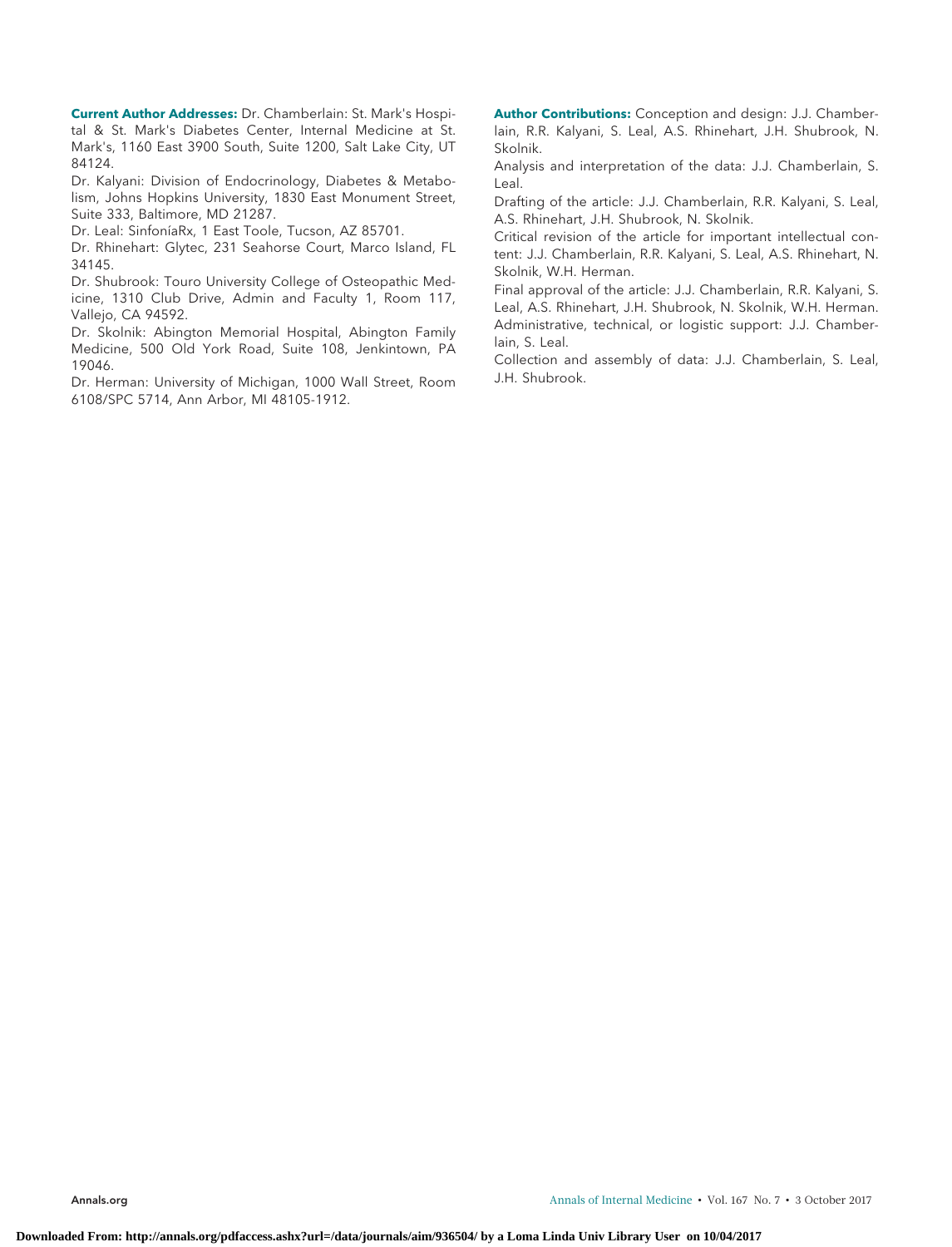**Current Author Addresses:** Dr. Chamberlain: St. Mark's Hospital & St. Mark's Diabetes Center, Internal Medicine at St. Mark's, 1160 East 3900 South, Suite 1200, Salt Lake City, UT 84124.

Dr. Kalyani: Division of Endocrinology, Diabetes & Metabolism, Johns Hopkins University, 1830 East Monument Street, Suite 333, Baltimore, MD 21287.

Dr. Leal: SinfoníaRx, 1 East Toole, Tucson, AZ 85701.

Dr. Rhinehart: Glytec, 231 Seahorse Court, Marco Island, FL 34145.

Dr. Shubrook: Touro University College of Osteopathic Medicine, 1310 Club Drive, Admin and Faculty 1, Room 117, Vallejo, CA 94592.

Dr. Skolnik: Abington Memorial Hospital, Abington Family Medicine, 500 Old York Road, Suite 108, Jenkintown, PA 19046.

Dr. Herman: University of Michigan, 1000 Wall Street, Room 6108/SPC 5714, Ann Arbor, MI 48105-1912.

**Author Contributions:** Conception and design: J.J. Chamberlain, R.R. Kalyani, S. Leal, A.S. Rhinehart, J.H. Shubrook, N. Skolnik.

Analysis and interpretation of the data: J.J. Chamberlain, S. Leal.

Drafting of the article: J.J. Chamberlain, R.R. Kalyani, S. Leal, A.S. Rhinehart, J.H. Shubrook, N. Skolnik.

Critical revision of the article for important intellectual content: J.J. Chamberlain, R.R. Kalyani, S. Leal, A.S. Rhinehart, N. Skolnik, W.H. Herman.

Final approval of the article: J.J. Chamberlain, R.R. Kalyani, S. Leal, A.S. Rhinehart, J.H. Shubrook, N. Skolnik, W.H. Herman.

Administrative, technical, or logistic support: J.J. Chamberlain, S. Leal.

Collection and assembly of data: J.J. Chamberlain, S. Leal, J.H. Shubrook.